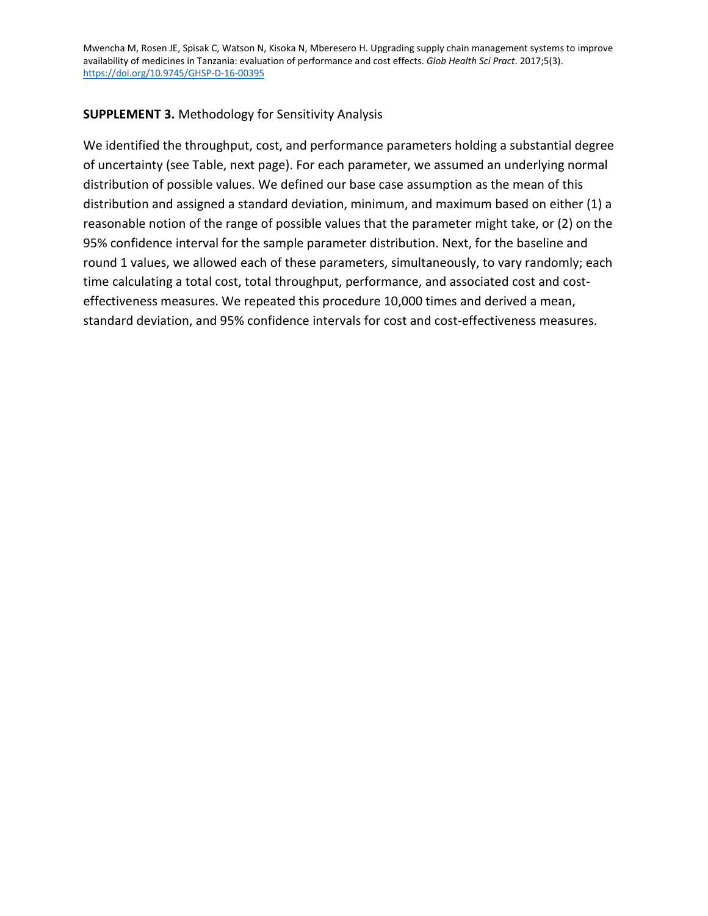Mwencha M, Rosen JE, Spisak C, Watson N, Kisoka N, Mberesero H. Upgrading supply chain management systems to improve availability of medicines in Tanzania: evaluation of performance and cost effects. *Glob Health Sci Pract*. 2017;5(3). https://doi.org/10.9745/GHSP-D-16-00395

**SUPPLEMENT 3.** Methodology for Sensitivity Analysis

We identified the throughput, cost, and performance parameters holding a substantial degree of uncertainty (see Table, next page). For each parameter, we assumed an underlying normal distribution of possible values. We defined our base case assumption as the mean of this distribution and assigned a standard deviation, minimum, and maximum based on either (1) a reasonable notion of the range of possible values that the parameter might take, or (2) on the 95% confidence interval for the sample parameter distribution. Next, for the baseline and round 1 values, we allowed each of these parameters, simultaneously, to vary randomly; each time calculating a total cost, total throughput, performance, and associated cost and cost-effectiveness measures. We repeated this procedure 10,000 times and derived a mean, standard deviation, and 95% confidence intervals for cost and cost-effectiveness measures.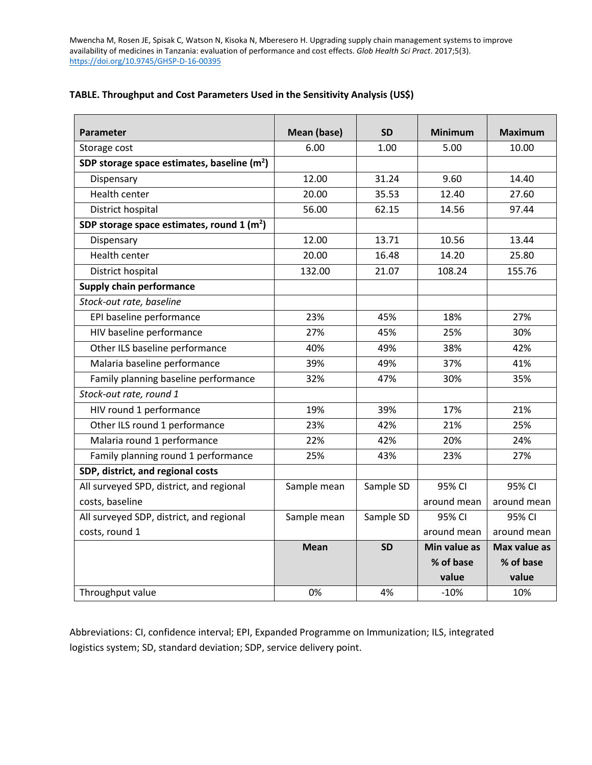Mwencha M, Rosen JE, Spisak C, Watson N, Kisoka N, Mberesero H. Upgrading supply chain management systems to improve availability of medicines in Tanzania: evaluation of performance and cost effects. *Glob Health Sci Pract*. 2017;5(3). https://doi.org/10.9745/GHSP-D-16-00395

**TABLE. Throughput and Cost Parameters Used in the Sensitivity Analysis (US$)**

| Parameter | Mean (base) | SD | Minimum | Maximum |
|---|---|---|---|---|
| Storage cost | 6.00 | 1.00 | 5.00 | 10.00 |
| **SDP storage space estimates, baseline ($m^2$)** | | | | |
| Dispensary | 12.00 | 31.24 | 9.60 | 14.40 |
| Health center | 20.00 | 35.53 | 12.40 | 27.60 |
| District hospital | 56.00 | 62.15 | 14.56 | 97.44 |
| **SDP storage space estimates, round 1 ($m^2$)** | | | | |
| Dispensary | 12.00 | 13.71 | 10.56 | 13.44 |
| Health center | 20.00 | 16.48 | 14.20 | 25.80 |
| District hospital | 132.00 | 21.07 | 108.24 | 155.76 |
| **Supply chain performance** | | | | |
| *Stock-out rate, baseline* | | | | |
| EPI baseline performance | 23% | 45% | 18% | 27% |
| HIV baseline performance | 27% | 45% | 25% | 30% |
| Other ILS baseline performance | 40% | 49% | 38% | 42% |
| Malaria baseline performance | 39% | 49% | 37% | 41% |
| Family planning baseline performance | 32% | 47% | 30% | 35% |
| *Stock-out rate, round 1* | | | | |
| HIV round 1 performance | 19% | 39% | 17% | 21% |
| Other ILS round 1 performance | 23% | 42% | 21% | 25% |
| Malaria round 1 performance | 22% | 42% | 20% | 24% |
| Family planning round 1 performance | 25% | 43% | 23% | 27% |
| **SDP, district, and regional costs** | | | | |
| All surveyed SPD, district, and regional costs, baseline | Sample mean | Sample SD | 95% CI around mean | 95% CI around mean |
| All surveyed SDP, district, and regional costs, round 1 | Sample mean | Sample SD | 95% CI around mean | 95% CI around mean |
| | **Mean** | **SD** | **Min value as % of base value** | **Max value as % of base value** |
| Throughput value | 0% | 4% | -10% | 10% |

Abbreviations: CI, confidence interval; EPI, Expanded Programme on Immunization; ILS, integrated logistics system; SD, standard deviation; SDP, service delivery point.